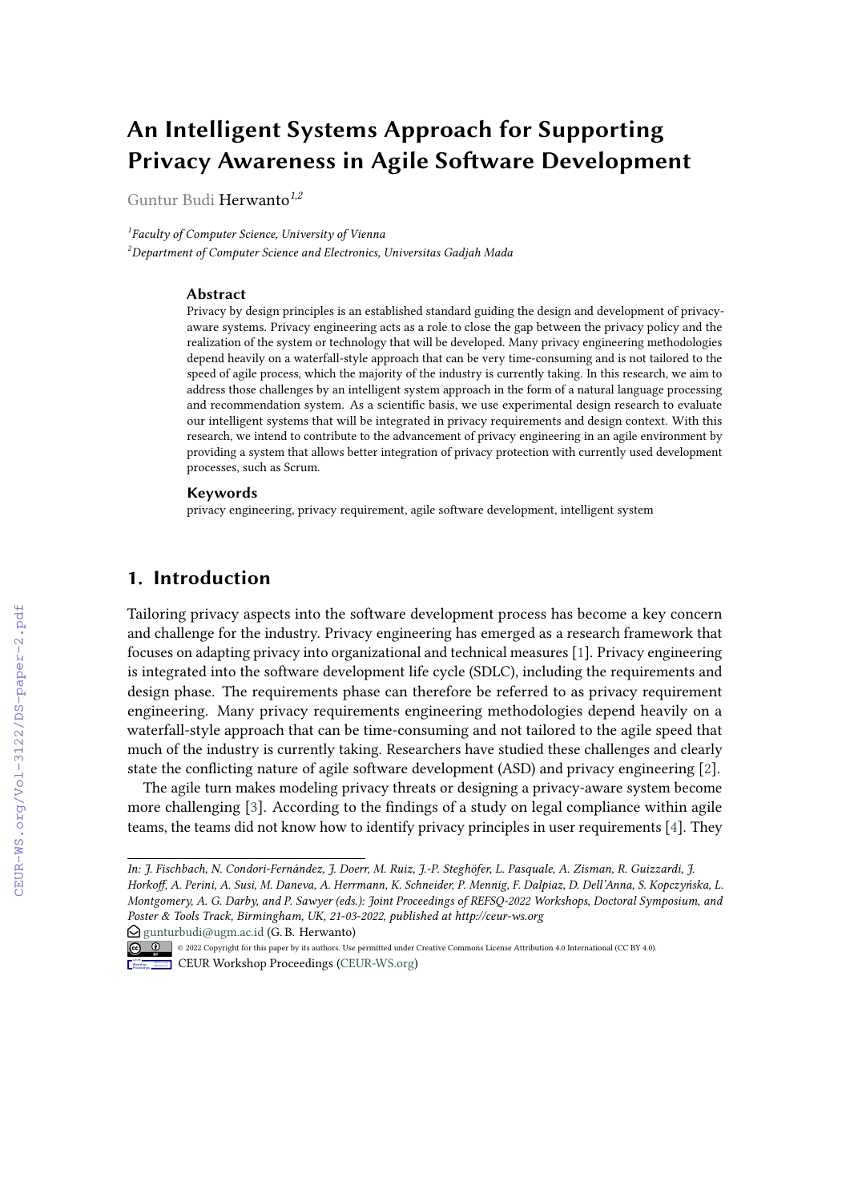# An Intelligent Systems Approach for Supporting Privacy Awareness in Agile Software Development

Guntur Budi Herwanto[1,2]

[1]*Faculty of Computer Science, University of Vienna*
[2]*Department of Computer Science and Electronics, Universitas Gadjah Mada*

## Abstract

Privacy by design principles is an established standard guiding the design and development of privacy-aware systems. Privacy engineering acts as a role to close the gap between the privacy policy and the realization of the system or technology that will be developed. Many privacy engineering methodologies depend heavily on a waterfall-style approach that can be very time-consuming and is not tailored to the speed of agile process, which the majority of the industry is currently taking. In this research, we aim to address those challenges by an intelligent system approach in the form of a natural language processing and recommendation system. As a scientific basis, we use experimental design research to evaluate our intelligent systems that will be integrated in privacy requirements and design context. With this research, we intend to contribute to the advancement of privacy engineering in an agile environment by providing a system that allows better integration of privacy protection with currently used development processes, such as Scrum.

## Keywords

privacy engineering, privacy requirement, agile software development, intelligent system

## 1. Introduction

Tailoring privacy aspects into the software development process has become a key concern and challenge for the industry. Privacy engineering has emerged as a research framework that focuses on adapting privacy into organizational and technical measures [1]. Privacy engineering is integrated into the software development life cycle (SDLC), including the requirements and design phase. The requirements phase can therefore be referred to as privacy requirement engineering. Many privacy requirements engineering methodologies depend heavily on a waterfall-style approach that can be time-consuming and not tailored to the agile speed that much of the industry is currently taking. Researchers have studied these challenges and clearly state the conflicting nature of agile software development (ASD) and privacy engineering [2].

The agile turn makes modeling privacy threats or designing a privacy-aware system become more challenging [3]. According to the findings of a study on legal compliance within agile teams, the teams did not know how to identify privacy principles in user requirements [4]. They

---

*In: J. Fischbach, N. Condori-Fernández, J. Doerr, M. Ruiz, J.-P. Steghöfer, L. Pasquale, A. Zisman, R. Guizzardi, J. Horkoff, A. Perini, A. Susi, M. Daneva, A. Herrmann, K. Schneider, P. Mennig, F. Dalpiaz, D. Dell'Anna, S. Kopczyńska, L. Montgomery, A. G. Darby, and P. Sawyer (eds.): Joint Proceedings of REFSQ-2022 Workshops, Doctoral Symposium, and Poster & Tools Track, Birmingham, UK, 21-03-2022, published at http://ceur-ws.org*

gunturbudi@ugm.ac.id (G. B. Herwanto)

© 2022 Copyright for this paper by its authors. Use permitted under Creative Commons License Attribution 4.0 International (CC BY 4.0).

CEUR Workshop Proceedings (CEUR-WS.org)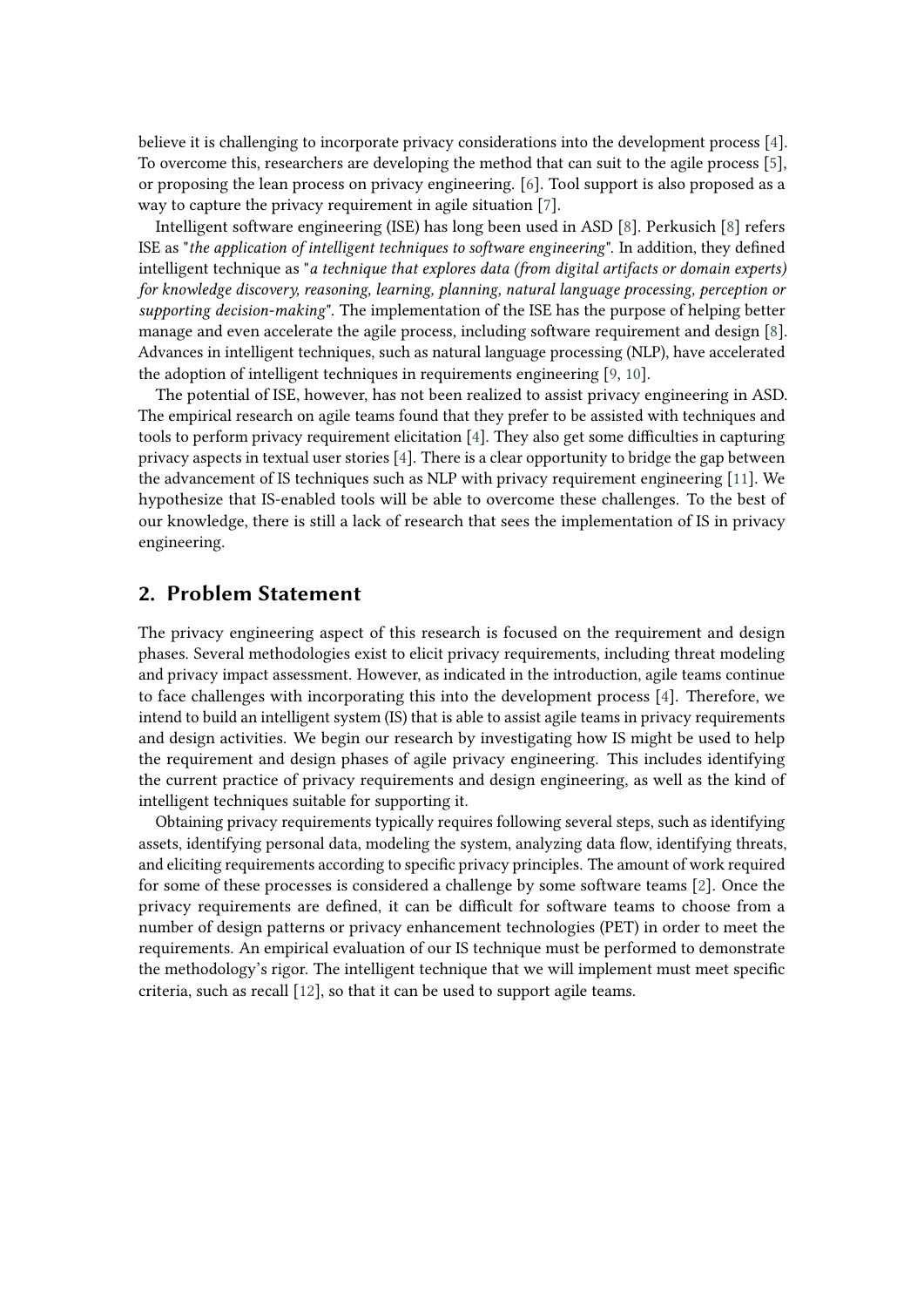believe it is challenging to incorporate privacy considerations into the development process [4]. To overcome this, researchers are developing the method that can suit to the agile process [5], or proposing the lean process on privacy engineering. [6]. Tool support is also proposed as a way to capture the privacy requirement in agile situation [7].

Intelligent software engineering (ISE) has long been used in ASD [8]. Perkusich [8] refers ISE as "*the application of intelligent techniques to software engineering*". In addition, they defined intelligent technique as "*a technique that explores data (from digital artifacts or domain experts) for knowledge discovery, reasoning, learning, planning, natural language processing, perception or supporting decision-making*". The implementation of the ISE has the purpose of helping better manage and even accelerate the agile process, including software requirement and design [8]. Advances in intelligent techniques, such as natural language processing (NLP), have accelerated the adoption of intelligent techniques in requirements engineering [9, 10].

The potential of ISE, however, has not been realized to assist privacy engineering in ASD. The empirical research on agile teams found that they prefer to be assisted with techniques and tools to perform privacy requirement elicitation [4]. They also get some difficulties in capturing privacy aspects in textual user stories [4]. There is a clear opportunity to bridge the gap between the advancement of IS techniques such as NLP with privacy requirement engineering [11]. We hypothesize that IS-enabled tools will be able to overcome these challenges. To the best of our knowledge, there is still a lack of research that sees the implementation of IS in privacy engineering.

## 2. Problem Statement

The privacy engineering aspect of this research is focused on the requirement and design phases. Several methodologies exist to elicit privacy requirements, including threat modeling and privacy impact assessment. However, as indicated in the introduction, agile teams continue to face challenges with incorporating this into the development process [4]. Therefore, we intend to build an intelligent system (IS) that is able to assist agile teams in privacy requirements and design activities. We begin our research by investigating how IS might be used to help the requirement and design phases of agile privacy engineering. This includes identifying the current practice of privacy requirements and design engineering, as well as the kind of intelligent techniques suitable for supporting it.

Obtaining privacy requirements typically requires following several steps, such as identifying assets, identifying personal data, modeling the system, analyzing data flow, identifying threats, and eliciting requirements according to specific privacy principles. The amount of work required for some of these processes is considered a challenge by some software teams [2]. Once the privacy requirements are defined, it can be difficult for software teams to choose from a number of design patterns or privacy enhancement technologies (PET) in order to meet the requirements. An empirical evaluation of our IS technique must be performed to demonstrate the methodology's rigor. The intelligent technique that we will implement must meet specific criteria, such as recall [12], so that it can be used to support agile teams.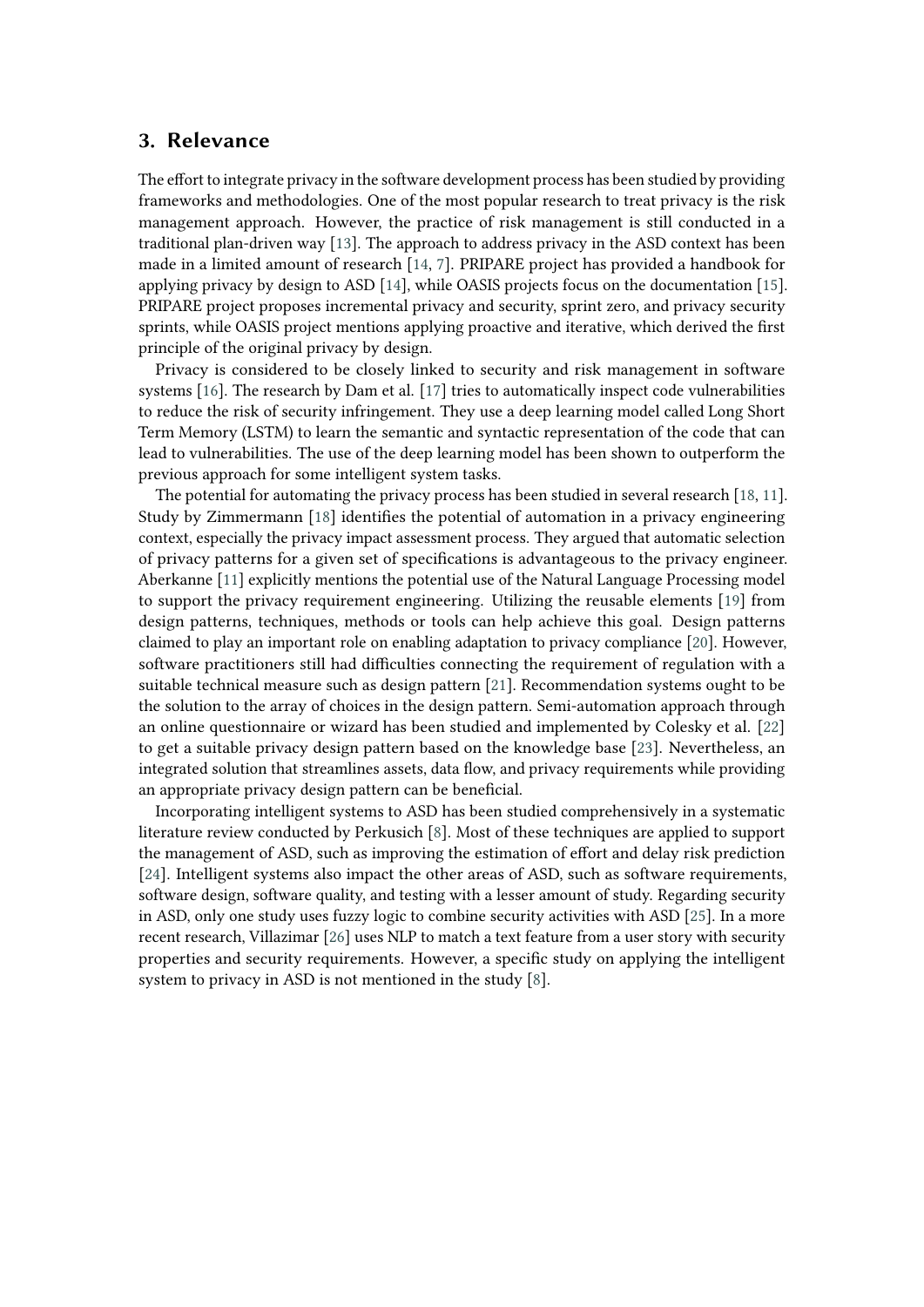## 3. Relevance

The effort to integrate privacy in the software development process has been studied by providing frameworks and methodologies. One of the most popular research to treat privacy is the risk management approach. However, the practice of risk management is still conducted in a traditional plan-driven way [13]. The approach to address privacy in the ASD context has been made in a limited amount of research [14, 7]. PRIPARE project has provided a handbook for applying privacy by design to ASD [14], while OASIS projects focus on the documentation [15]. PRIPARE project proposes incremental privacy and security, sprint zero, and privacy security sprints, while OASIS project mentions applying proactive and iterative, which derived the first principle of the original privacy by design.

Privacy is considered to be closely linked to security and risk management in software systems [16]. The research by Dam et al. [17] tries to automatically inspect code vulnerabilities to reduce the risk of security infringement. They use a deep learning model called Long Short Term Memory (LSTM) to learn the semantic and syntactic representation of the code that can lead to vulnerabilities. The use of the deep learning model has been shown to outperform the previous approach for some intelligent system tasks.

The potential for automating the privacy process has been studied in several research [18, 11]. Study by Zimmermann [18] identifies the potential of automation in a privacy engineering context, especially the privacy impact assessment process. They argued that automatic selection of privacy patterns for a given set of specifications is advantageous to the privacy engineer. Aberkanne [11] explicitly mentions the potential use of the Natural Language Processing model to support the privacy requirement engineering. Utilizing the reusable elements [19] from design patterns, techniques, methods or tools can help achieve this goal. Design patterns claimed to play an important role on enabling adaptation to privacy compliance [20]. However, software practitioners still had difficulties connecting the requirement of regulation with a suitable technical measure such as design pattern [21]. Recommendation systems ought to be the solution to the array of choices in the design pattern. Semi-automation approach through an online questionnaire or wizard has been studied and implemented by Colesky et al. [22] to get a suitable privacy design pattern based on the knowledge base [23]. Nevertheless, an integrated solution that streamlines assets, data flow, and privacy requirements while providing an appropriate privacy design pattern can be beneficial.

Incorporating intelligent systems to ASD has been studied comprehensively in a systematic literature review conducted by Perkusich [8]. Most of these techniques are applied to support the management of ASD, such as improving the estimation of effort and delay risk prediction [24]. Intelligent systems also impact the other areas of ASD, such as software requirements, software design, software quality, and testing with a lesser amount of study. Regarding security in ASD, only one study uses fuzzy logic to combine security activities with ASD [25]. In a more recent research, Villazimar [26] uses NLP to match a text feature from a user story with security properties and security requirements. However, a specific study on applying the intelligent system to privacy in ASD is not mentioned in the study [8].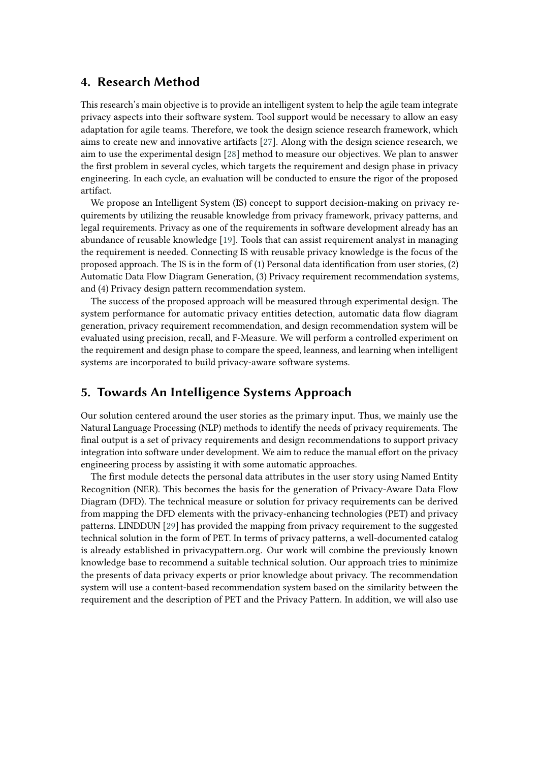## 4. Research Method

This research's main objective is to provide an intelligent system to help the agile team integrate privacy aspects into their software system. Tool support would be necessary to allow an easy adaptation for agile teams. Therefore, we took the design science research framework, which aims to create new and innovative artifacts [27]. Along with the design science research, we aim to use the experimental design [28] method to measure our objectives. We plan to answer the first problem in several cycles, which targets the requirement and design phase in privacy engineering. In each cycle, an evaluation will be conducted to ensure the rigor of the proposed artifact.

We propose an Intelligent System (IS) concept to support decision-making on privacy requirements by utilizing the reusable knowledge from privacy framework, privacy patterns, and legal requirements. Privacy as one of the requirements in software development already has an abundance of reusable knowledge [19]. Tools that can assist requirement analyst in managing the requirement is needed. Connecting IS with reusable privacy knowledge is the focus of the proposed approach. The IS is in the form of (1) Personal data identification from user stories, (2) Automatic Data Flow Diagram Generation, (3) Privacy requirement recommendation systems, and (4) Privacy design pattern recommendation system.

The success of the proposed approach will be measured through experimental design. The system performance for automatic privacy entities detection, automatic data flow diagram generation, privacy requirement recommendation, and design recommendation system will be evaluated using precision, recall, and F-Measure. We will perform a controlled experiment on the requirement and design phase to compare the speed, leanness, and learning when intelligent systems are incorporated to build privacy-aware software systems.

## 5. Towards An Intelligence Systems Approach

Our solution centered around the user stories as the primary input. Thus, we mainly use the Natural Language Processing (NLP) methods to identify the needs of privacy requirements. The final output is a set of privacy requirements and design recommendations to support privacy integration into software under development. We aim to reduce the manual effort on the privacy engineering process by assisting it with some automatic approaches.

The first module detects the personal data attributes in the user story using Named Entity Recognition (NER). This becomes the basis for the generation of Privacy-Aware Data Flow Diagram (DFD). The technical measure or solution for privacy requirements can be derived from mapping the DFD elements with the privacy-enhancing technologies (PET) and privacy patterns. LINDDUN [29] has provided the mapping from privacy requirement to the suggested technical solution in the form of PET. In terms of privacy patterns, a well-documented catalog is already established in privacypattern.org. Our work will combine the previously known knowledge base to recommend a suitable technical solution. Our approach tries to minimize the presents of data privacy experts or prior knowledge about privacy. The recommendation system will use a content-based recommendation system based on the similarity between the requirement and the description of PET and the Privacy Pattern. In addition, we will also use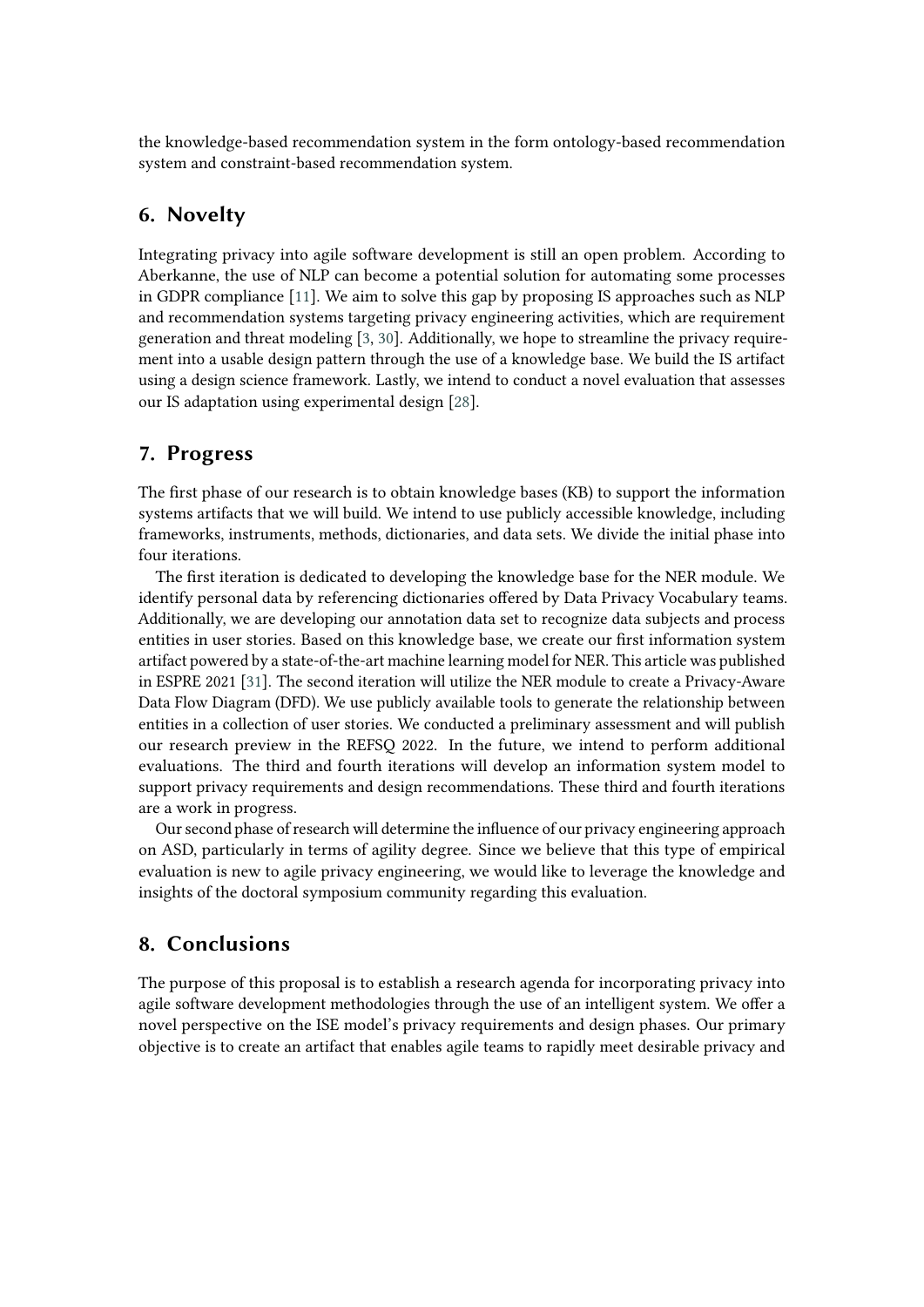the knowledge-based recommendation system in the form ontology-based recommendation system and constraint-based recommendation system.

## 6. Novelty

Integrating privacy into agile software development is still an open problem. According to Aberkanne, the use of NLP can become a potential solution for automating some processes in GDPR compliance [11]. We aim to solve this gap by proposing IS approaches such as NLP and recommendation systems targeting privacy engineering activities, which are requirement generation and threat modeling [3, 30]. Additionally, we hope to streamline the privacy requirement into a usable design pattern through the use of a knowledge base. We build the IS artifact using a design science framework. Lastly, we intend to conduct a novel evaluation that assesses our IS adaptation using experimental design [28].

## 7. Progress

The first phase of our research is to obtain knowledge bases (KB) to support the information systems artifacts that we will build. We intend to use publicly accessible knowledge, including frameworks, instruments, methods, dictionaries, and data sets. We divide the initial phase into four iterations.

The first iteration is dedicated to developing the knowledge base for the NER module. We identify personal data by referencing dictionaries offered by Data Privacy Vocabulary teams. Additionally, we are developing our annotation data set to recognize data subjects and process entities in user stories. Based on this knowledge base, we create our first information system artifact powered by a state-of-the-art machine learning model for NER. This article was published in ESPRE 2021 [31]. The second iteration will utilize the NER module to create a Privacy-Aware Data Flow Diagram (DFD). We use publicly available tools to generate the relationship between entities in a collection of user stories. We conducted a preliminary assessment and will publish our research preview in the REFSQ 2022. In the future, we intend to perform additional evaluations. The third and fourth iterations will develop an information system model to support privacy requirements and design recommendations. These third and fourth iterations are a work in progress.

Our second phase of research will determine the influence of our privacy engineering approach on ASD, particularly in terms of agility degree. Since we believe that this type of empirical evaluation is new to agile privacy engineering, we would like to leverage the knowledge and insights of the doctoral symposium community regarding this evaluation.

## 8. Conclusions

The purpose of this proposal is to establish a research agenda for incorporating privacy into agile software development methodologies through the use of an intelligent system. We offer a novel perspective on the ISE model's privacy requirements and design phases. Our primary objective is to create an artifact that enables agile teams to rapidly meet desirable privacy and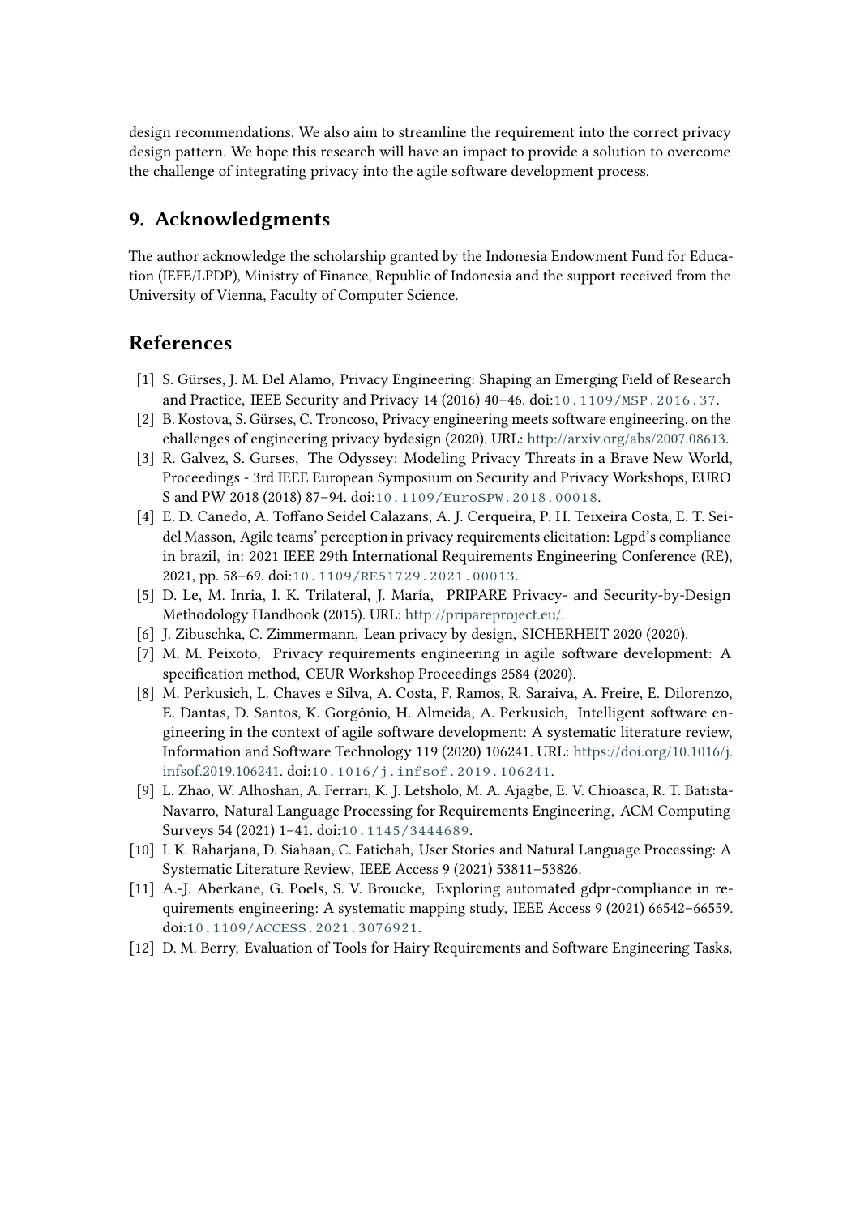design recommendations. We also aim to streamline the requirement into the correct privacy design pattern. We hope this research will have an impact to provide a solution to overcome the challenge of integrating privacy into the agile software development process.

## 9. Acknowledgments

The author acknowledge the scholarship granted by the Indonesia Endowment Fund for Education (IEFE/LPDP), Ministry of Finance, Republic of Indonesia and the support received from the University of Vienna, Faculty of Computer Science.

## References

[1] S. Gürses, J. M. Del Alamo, Privacy Engineering: Shaping an Emerging Field of Research and Practice, IEEE Security and Privacy 14 (2016) 40–46. doi:10.1109/MSP.2016.37.

[2] B. Kostova, S. Gürses, C. Troncoso, Privacy engineering meets software engineering. on the challenges of engineering privacy bydesign (2020). URL: http://arxiv.org/abs/2007.08613.

[3] R. Galvez, S. Gurses, The Odyssey: Modeling Privacy Threats in a Brave New World, Proceedings - 3rd IEEE European Symposium on Security and Privacy Workshops, EURO S and PW 2018 (2018) 87–94. doi:10.1109/EuroSPW.2018.00018.

[4] E. D. Canedo, A. Toffano Seidel Calazans, A. J. Cerqueira, P. H. Teixeira Costa, E. T. Seidel Masson, Agile teams' perception in privacy requirements elicitation: Lgpd's compliance in brazil, in: 2021 IEEE 29th International Requirements Engineering Conference (RE), 2021, pp. 58–69. doi:10.1109/RE51729.2021.00013.

[5] D. Le, M. Inria, I. K. Trilateral, J. María, PRIPARE Privacy- and Security-by-Design Methodology Handbook (2015). URL: http://pripareproject.eu/.

[6] J. Zibuschka, C. Zimmermann, Lean privacy by design, SICHERHEIT 2020 (2020).

[7] M. M. Peixoto, Privacy requirements engineering in agile software development: A specification method, CEUR Workshop Proceedings 2584 (2020).

[8] M. Perkusich, L. Chaves e Silva, A. Costa, F. Ramos, R. Saraiva, A. Freire, E. Dilorenzo, E. Dantas, D. Santos, K. Gorgônio, H. Almeida, A. Perkusich, Intelligent software engineering in the context of agile software development: A systematic literature review, Information and Software Technology 119 (2020) 106241. URL: https://doi.org/10.1016/j.infsof.2019.106241. doi:10.1016/j.infsof.2019.106241.

[9] L. Zhao, W. Alhoshan, A. Ferrari, K. J. Letsholo, M. A. Ajagbe, E. V. Chioasca, R. T. Batista-Navarro, Natural Language Processing for Requirements Engineering, ACM Computing Surveys 54 (2021) 1–41. doi:10.1145/3444689.

[10] I. K. Raharjana, D. Siahaan, C. Fatichah, User Stories and Natural Language Processing: A Systematic Literature Review, IEEE Access 9 (2021) 53811–53826.

[11] A.-J. Aberkane, G. Poels, S. V. Broucke, Exploring automated gdpr-compliance in requirements engineering: A systematic mapping study, IEEE Access 9 (2021) 66542–66559. doi:10.1109/ACCESS.2021.3076921.

[12] D. M. Berry, Evaluation of Tools for Hairy Requirements and Software Engineering Tasks,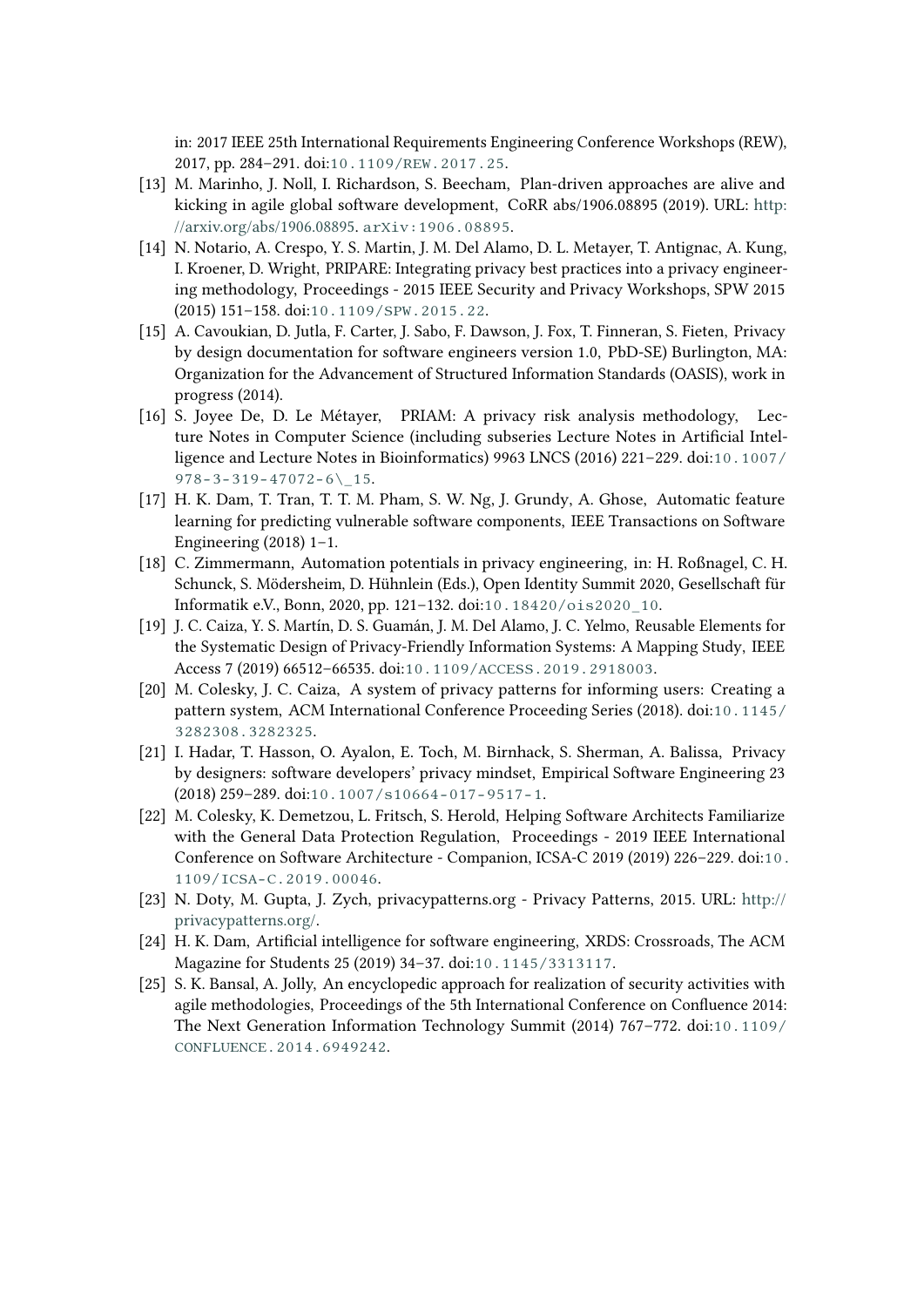in: 2017 IEEE 25th International Requirements Engineering Conference Workshops (REW), 2017, pp. 284–291. doi:10.1109/REW.2017.25.

[13] M. Marinho, J. Noll, I. Richardson, S. Beecham, Plan-driven approaches are alive and kicking in agile global software development, CoRR abs/1906.08895 (2019). URL: http://arxiv.org/abs/1906.08895. arXiv:1906.08895.

[14] N. Notario, A. Crespo, Y. S. Martin, J. M. Del Alamo, D. L. Metayer, T. Antignac, A. Kung, I. Kroener, D. Wright, PRIPARE: Integrating privacy best practices into a privacy engineering methodology, Proceedings - 2015 IEEE Security and Privacy Workshops, SPW 2015 (2015) 151–158. doi:10.1109/SPW.2015.22.

[15] A. Cavoukian, D. Jutla, F. Carter, J. Sabo, F. Dawson, J. Fox, T. Finneran, S. Fieten, Privacy by design documentation for software engineers version 1.0, PbD-SE) Burlington, MA: Organization for the Advancement of Structured Information Standards (OASIS), work in progress (2014).

[16] S. Joyee De, D. Le Métayer, PRIAM: A privacy risk analysis methodology, Lecture Notes in Computer Science (including subseries Lecture Notes in Artificial Intelligence and Lecture Notes in Bioinformatics) 9963 LNCS (2016) 221–229. doi:10.1007/978-3-319-47072-6\_15.

[17] H. K. Dam, T. Tran, T. T. M. Pham, S. W. Ng, J. Grundy, A. Ghose, Automatic feature learning for predicting vulnerable software components, IEEE Transactions on Software Engineering (2018) 1–1.

[18] C. Zimmermann, Automation potentials in privacy engineering, in: H. Roßnagel, C. H. Schunck, S. Mödersheim, D. Hühnlein (Eds.), Open Identity Summit 2020, Gesellschaft für Informatik e.V., Bonn, 2020, pp. 121–132. doi:10.18420/ois2020_10.

[19] J. C. Caiza, Y. S. Martín, D. S. Guamán, J. M. Del Alamo, J. C. Yelmo, Reusable Elements for the Systematic Design of Privacy-Friendly Information Systems: A Mapping Study, IEEE Access 7 (2019) 66512–66535. doi:10.1109/ACCESS.2019.2918003.

[20] M. Colesky, J. C. Caiza, A system of privacy patterns for informing users: Creating a pattern system, ACM International Conference Proceeding Series (2018). doi:10.1145/3282308.3282325.

[21] I. Hadar, T. Hasson, O. Ayalon, E. Toch, M. Birnhack, S. Sherman, A. Balissa, Privacy by designers: software developers' privacy mindset, Empirical Software Engineering 23 (2018) 259–289. doi:10.1007/s10664-017-9517-1.

[22] M. Colesky, K. Demetzou, L. Fritsch, S. Herold, Helping Software Architects Familiarize with the General Data Protection Regulation, Proceedings - 2019 IEEE International Conference on Software Architecture - Companion, ICSA-C 2019 (2019) 226–229. doi:10.1109/ICSA-C.2019.00046.

[23] N. Doty, M. Gupta, J. Zych, privacypatterns.org - Privacy Patterns, 2015. URL: http://privacypatterns.org/.

[24] H. K. Dam, Artificial intelligence for software engineering, XRDS: Crossroads, The ACM Magazine for Students 25 (2019) 34–37. doi:10.1145/3313117.

[25] S. K. Bansal, A. Jolly, An encyclopedic approach for realization of security activities with agile methodologies, Proceedings of the 5th International Conference on Confluence 2014: The Next Generation Information Technology Summit (2014) 767–772. doi:10.1109/CONFLUENCE.2014.6949242.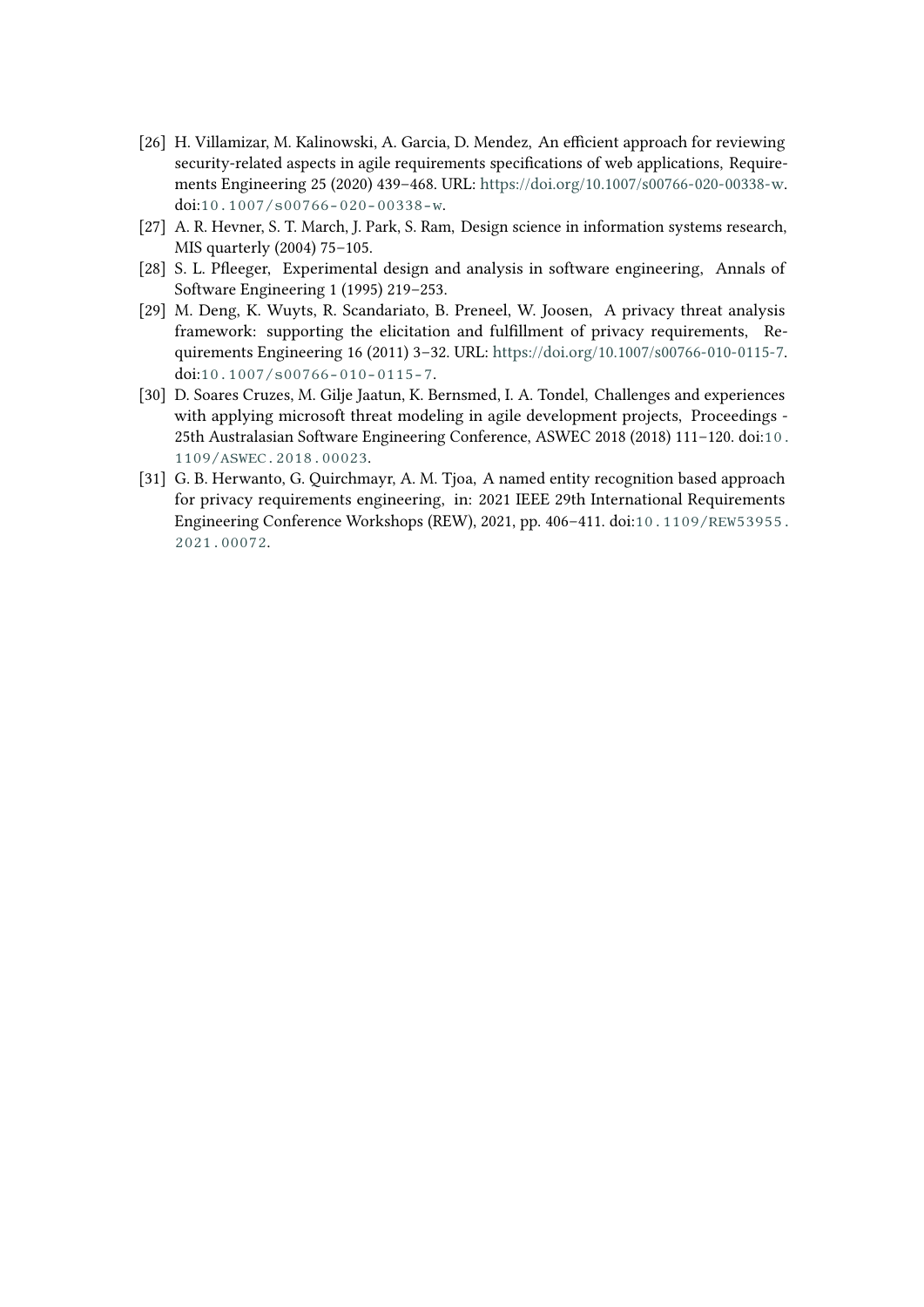[26] H. Villamizar, M. Kalinowski, A. Garcia, D. Mendez, An efficient approach for reviewing security-related aspects in agile requirements specifications of web applications, Requirements Engineering 25 (2020) 439–468. URL: https://doi.org/10.1007/s00766-020-00338-w. doi:10.1007/s00766-020-00338-w.

[27] A. R. Hevner, S. T. March, J. Park, S. Ram, Design science in information systems research, MIS quarterly (2004) 75–105.

[28] S. L. Pfleeger, Experimental design and analysis in software engineering, Annals of Software Engineering 1 (1995) 219–253.

[29] M. Deng, K. Wuyts, R. Scandariato, B. Preneel, W. Joosen, A privacy threat analysis framework: supporting the elicitation and fulfillment of privacy requirements, Requirements Engineering 16 (2011) 3–32. URL: https://doi.org/10.1007/s00766-010-0115-7. doi:10.1007/s00766-010-0115-7.

[30] D. Soares Cruzes, M. Gilje Jaatun, K. Bernsmed, I. A. Tondel, Challenges and experiences with applying microsoft threat modeling in agile development projects, Proceedings - 25th Australasian Software Engineering Conference, ASWEC 2018 (2018) 111–120. doi:10.1109/ASWEC.2018.00023.

[31] G. B. Herwanto, G. Quirchmayr, A. M. Tjoa, A named entity recognition based approach for privacy requirements engineering, in: 2021 IEEE 29th International Requirements Engineering Conference Workshops (REW), 2021, pp. 406–411. doi:10.1109/REW53955.2021.00072.